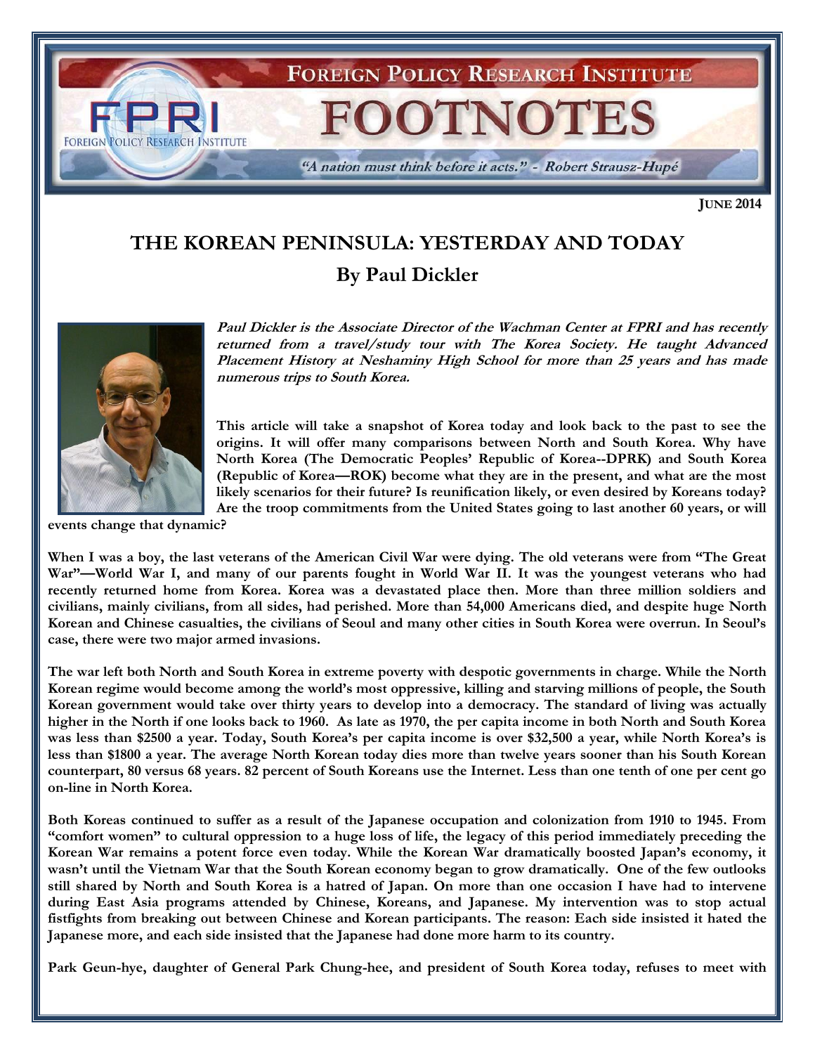FOREIGN POLICY RESEARCH INSTITUTE

# FOOTNOTES

*"A nation must think before it acts." - Robert Strausz-Hupé*

**JUNE 2014**

# THE KOREAN PENINSULA: YESTERDAY AND TODAY

## By Paul Dickler

***Paul Dickler is the Associate Director of the Wachman Center at FPRI and has recently returned from a travel/study tour with The Korea Society. He taught Advanced Placement History at Neshaminy High School for more than 25 years and has made numerous trips to South Korea.***

**This article will take a snapshot of Korea today and look back to the past to see the origins. It will offer many comparisons between North and South Korea. Why have North Korea (The Democratic Peoples' Republic of Korea--DPRK) and South Korea (Republic of Korea—ROK) become what they are in the present, and what are the most likely scenarios for their future? Is reunification likely, or even desired by Koreans today? Are the troop commitments from the United States going to last another 60 years, or will events change that dynamic?**

**When I was a boy, the last veterans of the American Civil War were dying. The old veterans were from "The Great War"—World War I, and many of our parents fought in World War II. It was the youngest veterans who had recently returned home from Korea. Korea was a devastated place then. More than three million soldiers and civilians, mainly civilians, from all sides, had perished. More than 54,000 Americans died, and despite huge North Korean and Chinese casualties, the civilians of Seoul and many other cities in South Korea were overrun. In Seoul's case, there were two major armed invasions.**

**The war left both North and South Korea in extreme poverty with despotic governments in charge. While the North Korean regime would become among the world's most oppressive, killing and starving millions of people, the South Korean government would take over thirty years to develop into a democracy. The standard of living was actually higher in the North if one looks back to 1960. As late as 1970, the per capita income in both North and South Korea was less than $2500 a year. Today, South Korea's per capita income is over $32,500 a year, while North Korea's is less than $1800 a year. The average North Korean today dies more than twelve years sooner than his South Korean counterpart, 80 versus 68 years. 82 percent of South Koreans use the Internet. Less than one tenth of one per cent go on-line in North Korea.**

**Both Koreas continued to suffer as a result of the Japanese occupation and colonization from 1910 to 1945. From "comfort women" to cultural oppression to a huge loss of life, the legacy of this period immediately preceding the Korean War remains a potent force even today. While the Korean War dramatically boosted Japan's economy, it wasn't until the Vietnam War that the South Korean economy began to grow dramatically. One of the few outlooks still shared by North and South Korea is a hatred of Japan. On more than one occasion I have had to intervene during East Asia programs attended by Chinese, Koreans, and Japanese. My intervention was to stop actual fistfights from breaking out between Chinese and Korean participants. The reason: Each side insisted it hated the Japanese more, and each side insisted that the Japanese had done more harm to its country.**

**Park Geun-hye, daughter of General Park Chung-hee, and president of South Korea today, refuses to meet with**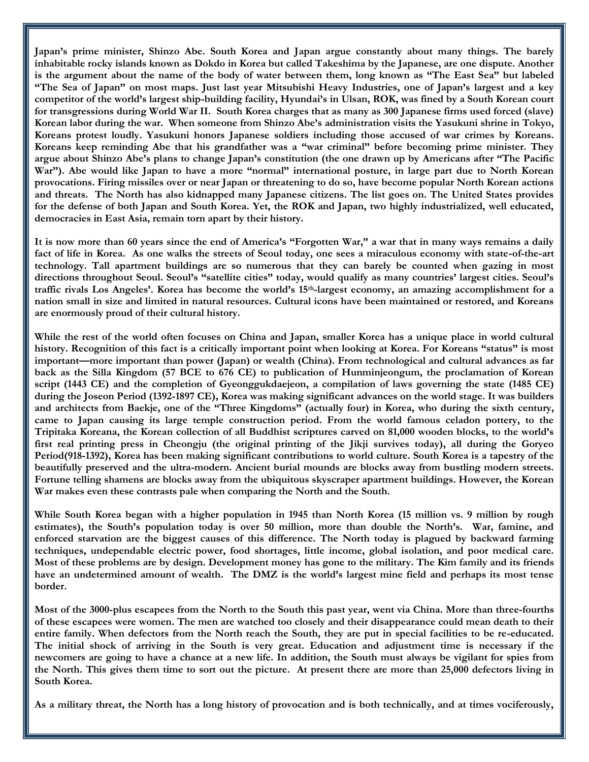**Japan's prime minister, Shinzo Abe. South Korea and Japan argue constantly about many things. The barely inhabitable rocky islands known as Dokdo in Korea but called Takeshima by the Japanese, are one dispute. Another is the argument about the name of the body of water between them, long known as "The East Sea" but labeled "The Sea of Japan" on most maps. Just last year Mitsubishi Heavy Industries, one of Japan's largest and a key competitor of the world's largest ship-building facility, Hyundai's in Ulsan, ROK, was fined by a South Korean court for transgressions during World War II. South Korea charges that as many as 300 Japanese firms used forced (slave) Korean labor during the war. When someone from Shinzo Abe's administration visits the Yasukuni shrine in Tokyo, Koreans protest loudly. Yasukuni honors Japanese soldiers including those accused of war crimes by Koreans. Koreans keep reminding Abe that his grandfather was a "war criminal" before becoming prime minister. They argue about Shinzo Abe's plans to change Japan's constitution (the one drawn up by Americans after "The Pacific War"). Abe would like Japan to have a more "normal" international posture, in large part due to North Korean provocations. Firing missiles over or near Japan or threatening to do so, have become popular North Korean actions and threats. The North has also kidnapped many Japanese citizens. The list goes on. The United States provides for the defense of both Japan and South Korea. Yet, the ROK and Japan, two highly industrialized, well educated, democracies in East Asia, remain torn apart by their history.**

**It is now more than 60 years since the end of America's "Forgotten War," a war that in many ways remains a daily fact of life in Korea. As one walks the streets of Seoul today, one sees a miraculous economy with state-of-the-art technology. Tall apartment buildings are so numerous that they can barely be counted when gazing in most directions throughout Seoul. Seoul's "satellite cities" today, would qualify as many countries' largest cities. Seoul's traffic rivals Los Angeles'. Korea has become the world's 15th-largest economy, an amazing accomplishment for a nation small in size and limited in natural resources. Cultural icons have been maintained or restored, and Koreans are enormously proud of their cultural history.**

**While the rest of the world often focuses on China and Japan, smaller Korea has a unique place in world cultural history. Recognition of this fact is a critically important point when looking at Korea. For Koreans "status" is most important—more important than power (Japan) or wealth (China). From technological and cultural advances as far back as the Silla Kingdom (57 BCE to 676 CE) to publication of Hunminjeongum, the proclamation of Korean script (1443 CE) and the completion of Gyeonggukdaejeon, a compilation of laws governing the state (1485 CE) during the Joseon Period (1392-1897 CE), Korea was making significant advances on the world stage. It was builders and architects from Baekje, one of the "Three Kingdoms" (actually four) in Korea, who during the sixth century, came to Japan causing its large temple construction period. From the world famous celadon pottery, to the Tripitaka Koreana, the Korean collection of all Buddhist scriptures carved on 81,000 wooden blocks, to the world's first real printing press in Cheongju (the original printing of the Jikji survives today), all during the Goryeo Period(918-1392), Korea has been making significant contributions to world culture. South Korea is a tapestry of the beautifully preserved and the ultra-modern. Ancient burial mounds are blocks away from bustling modern streets. Fortune telling shamens are blocks away from the ubiquitous skyscraper apartment buildings. However, the Korean War makes even these contrasts pale when comparing the North and the South.**

**While South Korea began with a higher population in 1945 than North Korea (15 million vs. 9 million by rough estimates), the South's population today is over 50 million, more than double the North's. War, famine, and enforced starvation are the biggest causes of this difference. The North today is plagued by backward farming techniques, undependable electric power, food shortages, little income, global isolation, and poor medical care. Most of these problems are by design. Development money has gone to the military. The Kim family and its friends have an undetermined amount of wealth. The DMZ is the world's largest mine field and perhaps its most tense border.**

**Most of the 3000-plus escapees from the North to the South this past year, went via China. More than three-fourths of these escapees were women. The men are watched too closely and their disappearance could mean death to their entire family. When defectors from the North reach the South, they are put in special facilities to be re-educated. The initial shock of arriving in the South is very great. Education and adjustment time is necessary if the newcomers are going to have a chance at a new life. In addition, the South must always be vigilant for spies from the North. This gives them time to sort out the picture. At present there are more than 25,000 defectors living in South Korea.**

**As a military threat, the North has a long history of provocation and is both technically, and at times vociferously,**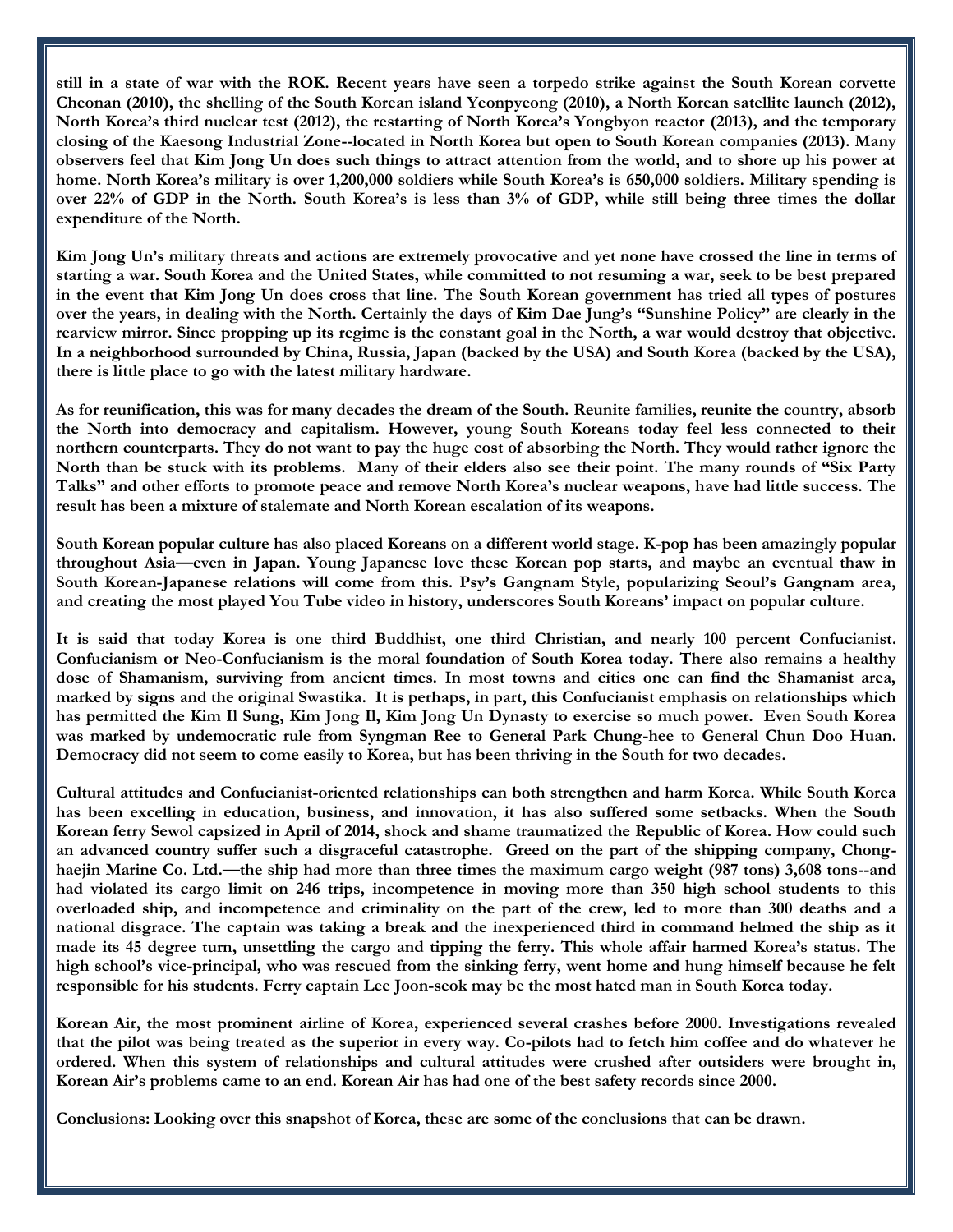**still in a state of war with the ROK. Recent years have seen a torpedo strike against the South Korean corvette Cheonan (2010), the shelling of the South Korean island Yeonpyeong (2010), a North Korean satellite launch (2012), North Korea's third nuclear test (2012), the restarting of North Korea's Yongbyon reactor (2013), and the temporary closing of the Kaesong Industrial Zone--located in North Korea but open to South Korean companies (2013). Many observers feel that Kim Jong Un does such things to attract attention from the world, and to shore up his power at home. North Korea's military is over 1,200,000 soldiers while South Korea's is 650,000 soldiers. Military spending is over 22% of GDP in the North. South Korea's is less than 3% of GDP, while still being three times the dollar expenditure of the North.**

**Kim Jong Un's military threats and actions are extremely provocative and yet none have crossed the line in terms of starting a war. South Korea and the United States, while committed to not resuming a war, seek to be best prepared in the event that Kim Jong Un does cross that line. The South Korean government has tried all types of postures over the years, in dealing with the North. Certainly the days of Kim Dae Jung's "Sunshine Policy" are clearly in the rearview mirror. Since propping up its regime is the constant goal in the North, a war would destroy that objective. In a neighborhood surrounded by China, Russia, Japan (backed by the USA) and South Korea (backed by the USA), there is little place to go with the latest military hardware.**

**As for reunification, this was for many decades the dream of the South. Reunite families, reunite the country, absorb the North into democracy and capitalism. However, young South Koreans today feel less connected to their northern counterparts. They do not want to pay the huge cost of absorbing the North. They would rather ignore the North than be stuck with its problems. Many of their elders also see their point. The many rounds of "Six Party Talks" and other efforts to promote peace and remove North Korea's nuclear weapons, have had little success. The result has been a mixture of stalemate and North Korean escalation of its weapons.**

**South Korean popular culture has also placed Koreans on a different world stage. K-pop has been amazingly popular throughout Asia—even in Japan. Young Japanese love these Korean pop starts, and maybe an eventual thaw in South Korean-Japanese relations will come from this. Psy's Gangnam Style, popularizing Seoul's Gangnam area, and creating the most played You Tube video in history, underscores South Koreans' impact on popular culture.**

**It is said that today Korea is one third Buddhist, one third Christian, and nearly 100 percent Confucianist. Confucianism or Neo-Confucianism is the moral foundation of South Korea today. There also remains a healthy dose of Shamanism, surviving from ancient times. In most towns and cities one can find the Shamanist area, marked by signs and the original Swastika. It is perhaps, in part, this Confucianist emphasis on relationships which has permitted the Kim Il Sung, Kim Jong Il, Kim Jong Un Dynasty to exercise so much power. Even South Korea was marked by undemocratic rule from Syngman Ree to General Park Chung-hee to General Chun Doo Huan. Democracy did not seem to come easily to Korea, but has been thriving in the South for two decades.**

**Cultural attitudes and Confucianist-oriented relationships can both strengthen and harm Korea. While South Korea has been excelling in education, business, and innovation, it has also suffered some setbacks. When the South Korean ferry Sewol capsized in April of 2014, shock and shame traumatized the Republic of Korea. How could such an advanced country suffer such a disgraceful catastrophe. Greed on the part of the shipping company, Chong-haejin Marine Co. Ltd.—the ship had more than three times the maximum cargo weight (987 tons) 3,608 tons--and had violated its cargo limit on 246 trips, incompetence in moving more than 350 high school students to this overloaded ship, and incompetence and criminality on the part of the crew, led to more than 300 deaths and a national disgrace. The captain was taking a break and the inexperienced third in command helmed the ship as it made its 45 degree turn, unsettling the cargo and tipping the ferry. This whole affair harmed Korea's status. The high school's vice-principal, who was rescued from the sinking ferry, went home and hung himself because he felt responsible for his students. Ferry captain Lee Joon-seok may be the most hated man in South Korea today.**

**Korean Air, the most prominent airline of Korea, experienced several crashes before 2000. Investigations revealed that the pilot was being treated as the superior in every way. Co-pilots had to fetch him coffee and do whatever he ordered. When this system of relationships and cultural attitudes were crushed after outsiders were brought in, Korean Air's problems came to an end. Korean Air has had one of the best safety records since 2000.**

**Conclusions: Looking over this snapshot of Korea, these are some of the conclusions that can be drawn.**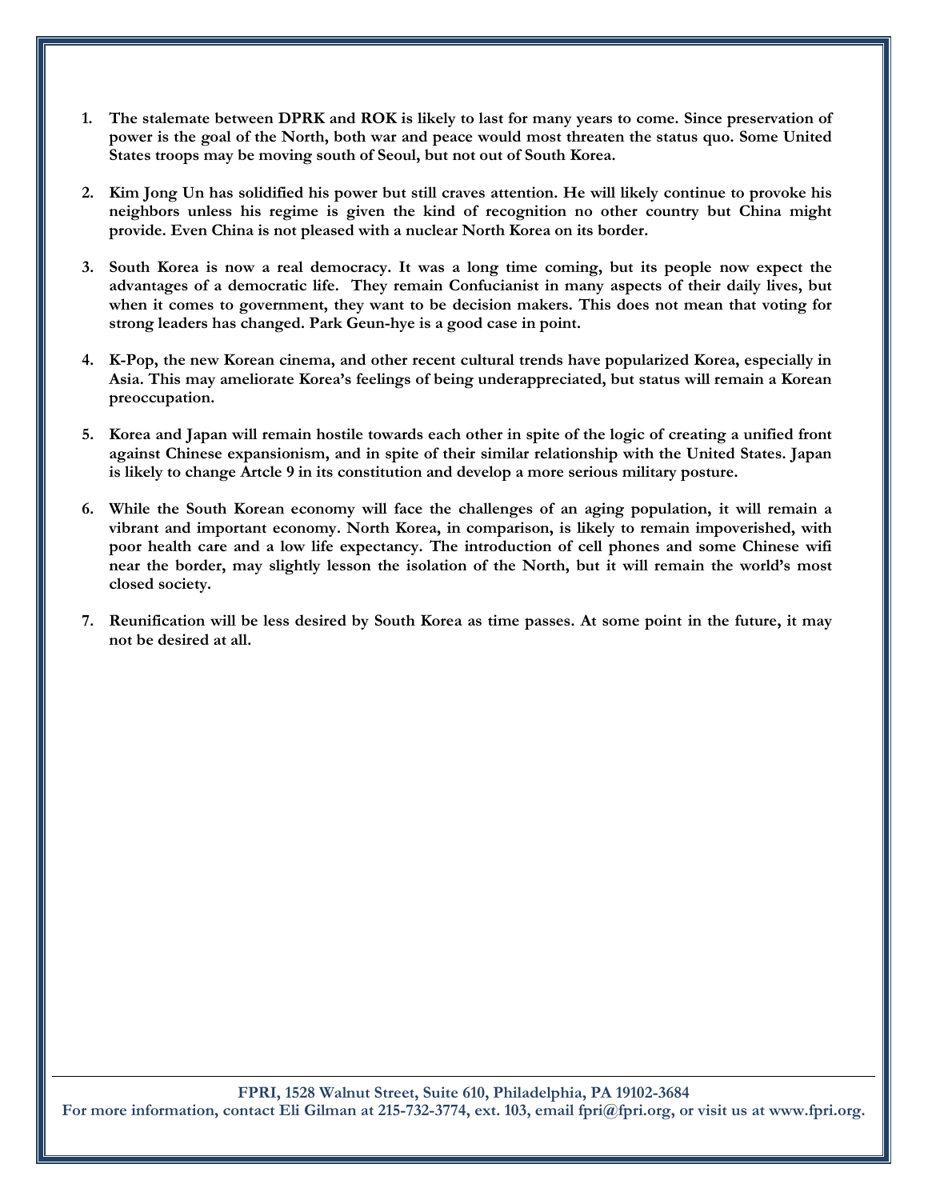1. **The stalemate between DPRK and ROK is likely to last for many years to come. Since preservation of power is the goal of the North, both war and peace would most threaten the status quo. Some United States troops may be moving south of Seoul, but not out of South Korea.**

2. **Kim Jong Un has solidified his power but still craves attention. He will likely continue to provoke his neighbors unless his regime is given the kind of recognition no other country but China might provide. Even China is not pleased with a nuclear North Korea on its border.**

3. **South Korea is now a real democracy. It was a long time coming, but its people now expect the advantages of a democratic life. They remain Confucianist in many aspects of their daily lives, but when it comes to government, they want to be decision makers. This does not mean that voting for strong leaders has changed. Park Geun-hye is a good case in point.**

4. **K-Pop, the new Korean cinema, and other recent cultural trends have popularized Korea, especially in Asia. This may ameliorate Korea's feelings of being underappreciated, but status will remain a Korean preoccupation.**

5. **Korea and Japan will remain hostile towards each other in spite of the logic of creating a unified front against Chinese expansionism, and in spite of their similar relationship with the United States. Japan is likely to change Artcle 9 in its constitution and develop a more serious military posture.**

6. **While the South Korean economy will face the challenges of an aging population, it will remain a vibrant and important economy. North Korea, in comparison, is likely to remain impoverished, with poor health care and a low life expectancy. The introduction of cell phones and some Chinese wifi near the border, may slightly lesson the isolation of the North, but it will remain the world's most closed society.**

7. **Reunification will be less desired by South Korea as time passes. At some point in the future, it may not be desired at all.**

---

**FPRI, 1528 Walnut Street, Suite 610, Philadelphia, PA 19102-3684**
**For more information, contact Eli Gilman at 215-732-3774, ext. 103, email fpri@fpri.org, or visit us at www.fpri.org.**